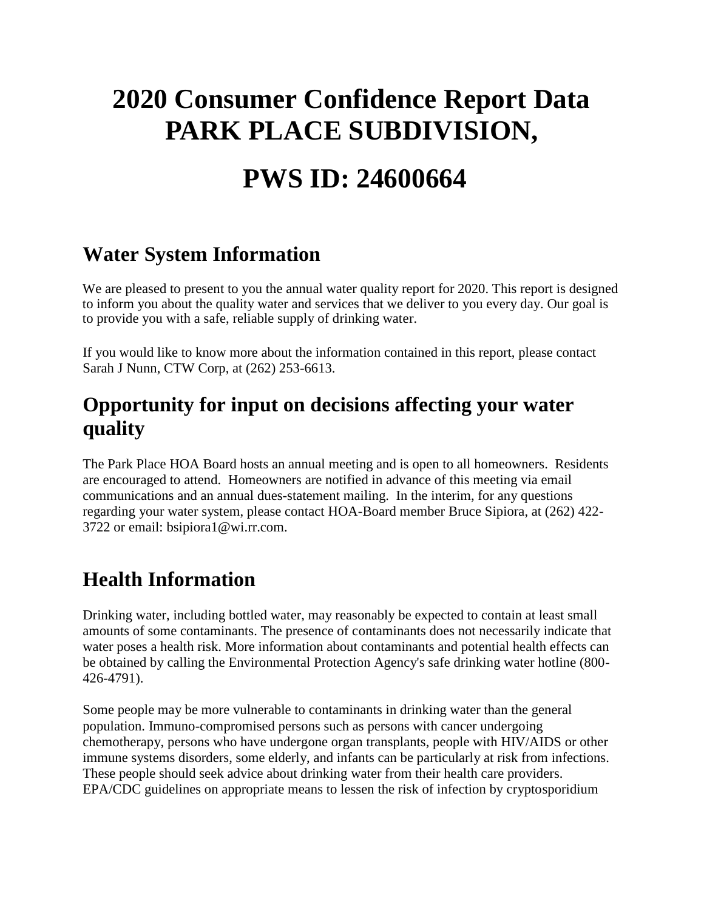# 2020 Consumer Confidence Report Data PARK PLACE SUBDIVISION,

# PWS ID: 24600664

## Water System Information

We are pleased to present to you the annual water quality report for 2020. This report is designed to inform you about the quality water and services that we deliver to you every day. Our goal is to provide you with a safe, reliable supply of drinking water.

If you would like to know more about the information contained in this report, please contact Sarah J Nunn, CTW Corp, at (262) 253-6613.

## Opportunity for input on decisions affecting your water quality

The Park Place HOA Board hosts an annual meeting and is open to all homeowners. Residents are encouraged to attend. Homeowners are notified in advance of this meeting via email communications and an annual dues-statement mailing. In the interim, for any questions regarding your water system, please contact HOA-Board member Bruce Sipiora, at (262) 422-3722 or email: bsipiora1@wi.rr.com.

## Health Information

Drinking water, including bottled water, may reasonably be expected to contain at least small amounts of some contaminants. The presence of contaminants does not necessarily indicate that water poses a health risk. More information about contaminants and potential health effects can be obtained by calling the Environmental Protection Agency's safe drinking water hotline (800-426-4791).

Some people may be more vulnerable to contaminants in drinking water than the general population. Immuno-compromised persons such as persons with cancer undergoing chemotherapy, persons who have undergone organ transplants, people with HIV/AIDS or other immune systems disorders, some elderly, and infants can be particularly at risk from infections. These people should seek advice about drinking water from their health care providers. EPA/CDC guidelines on appropriate means to lessen the risk of infection by cryptosporidium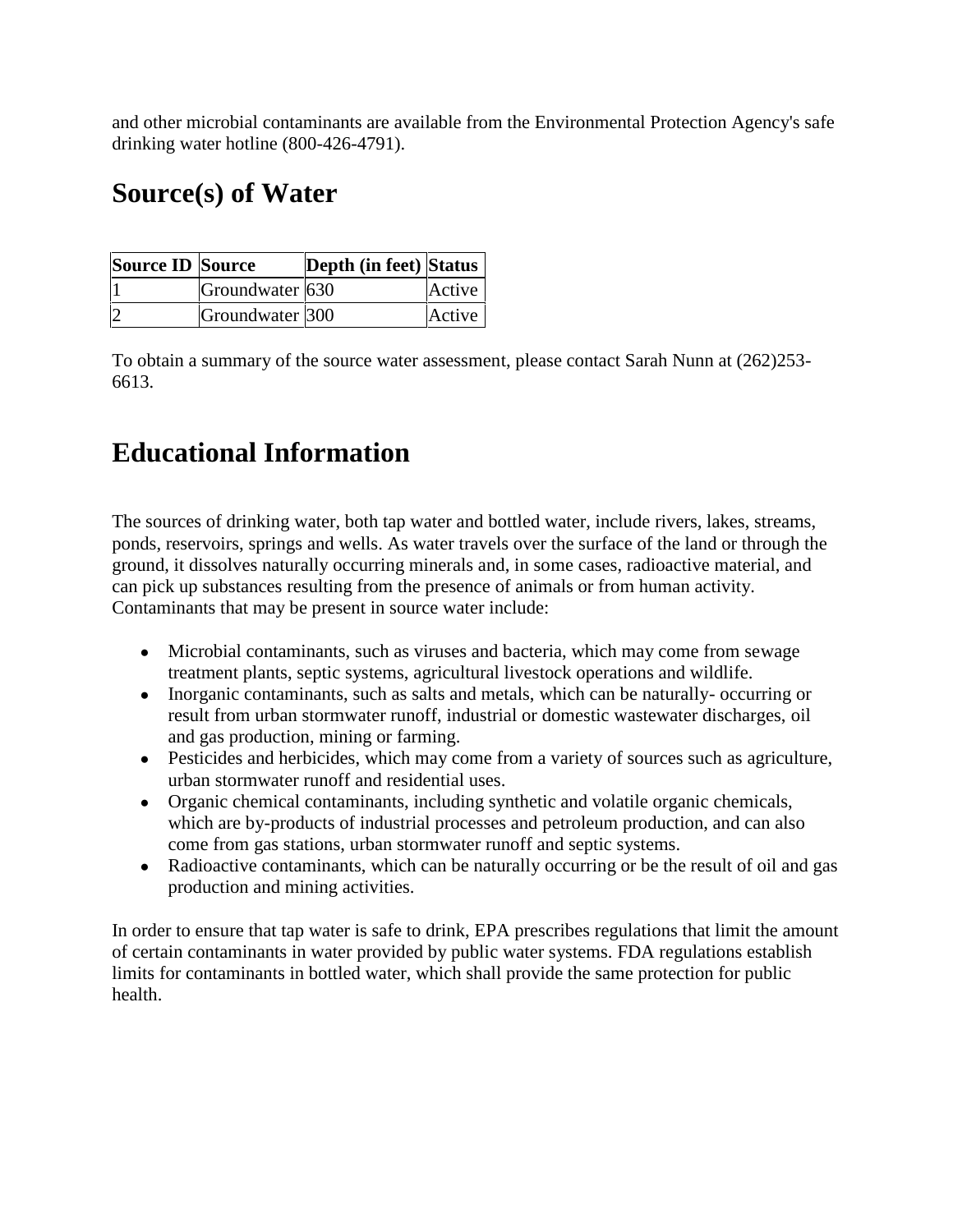and other microbial contaminants are available from the Environmental Protection Agency's safe drinking water hotline (800-426-4791).

## Source(s) of Water

| Source ID | Source | Depth (in feet) | Status |
|---|---|---|---|
| 1 | Groundwater | 630 | Active |
| 2 | Groundwater | 300 | Active |

To obtain a summary of the source water assessment, please contact Sarah Nunn at (262)253-6613.

## Educational Information

The sources of drinking water, both tap water and bottled water, include rivers, lakes, streams, ponds, reservoirs, springs and wells. As water travels over the surface of the land or through the ground, it dissolves naturally occurring minerals and, in some cases, radioactive material, and can pick up substances resulting from the presence of animals or from human activity. Contaminants that may be present in source water include:

- Microbial contaminants, such as viruses and bacteria, which may come from sewage treatment plants, septic systems, agricultural livestock operations and wildlife.
- Inorganic contaminants, such as salts and metals, which can be naturally- occurring or result from urban stormwater runoff, industrial or domestic wastewater discharges, oil and gas production, mining or farming.
- Pesticides and herbicides, which may come from a variety of sources such as agriculture, urban stormwater runoff and residential uses.
- Organic chemical contaminants, including synthetic and volatile organic chemicals, which are by-products of industrial processes and petroleum production, and can also come from gas stations, urban stormwater runoff and septic systems.
- Radioactive contaminants, which can be naturally occurring or be the result of oil and gas production and mining activities.

In order to ensure that tap water is safe to drink, EPA prescribes regulations that limit the amount of certain contaminants in water provided by public water systems. FDA regulations establish limits for contaminants in bottled water, which shall provide the same protection for public health.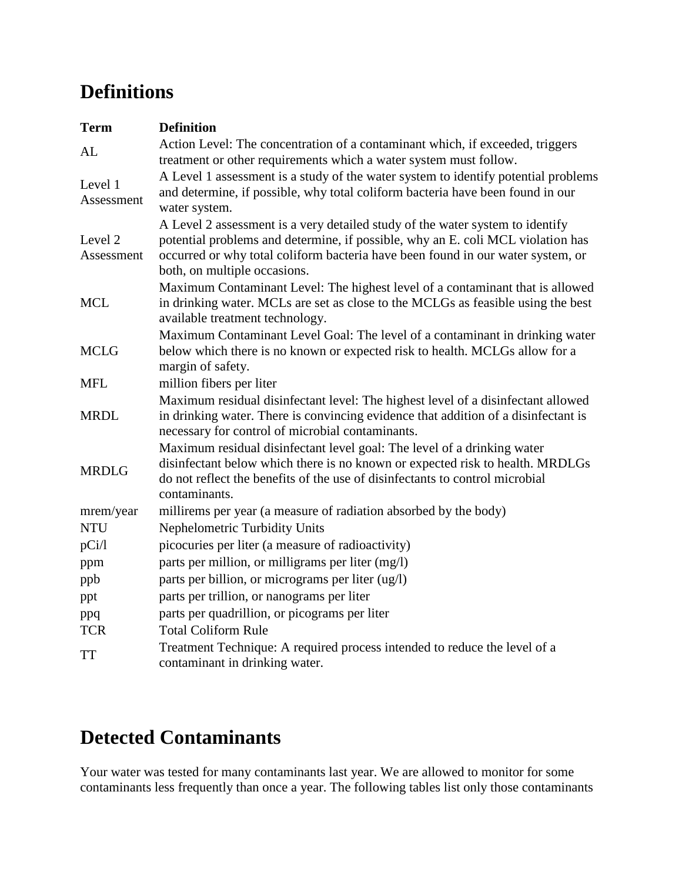## Definitions

| Term | Definition |
| --- | --- |
| AL | Action Level: The concentration of a contaminant which, if exceeded, triggers treatment or other requirements which a water system must follow. |
| Level 1 Assessment | A Level 1 assessment is a study of the water system to identify potential problems and determine, if possible, why total coliform bacteria have been found in our water system. |
| Level 2 Assessment | A Level 2 assessment is a very detailed study of the water system to identify potential problems and determine, if possible, why an E. coli MCL violation has occurred or why total coliform bacteria have been found in our water system, or both, on multiple occasions. |
| MCL | Maximum Contaminant Level: The highest level of a contaminant that is allowed in drinking water. MCLs are set as close to the MCLGs as feasible using the best available treatment technology. |
| MCLG | Maximum Contaminant Level Goal: The level of a contaminant in drinking water below which there is no known or expected risk to health. MCLGs allow for a margin of safety. |
| MFL | million fibers per liter |
| MRDL | Maximum residual disinfectant level: The highest level of a disinfectant allowed in drinking water. There is convincing evidence that addition of a disinfectant is necessary for control of microbial contaminants. |
| MRDLG | Maximum residual disinfectant level goal: The level of a drinking water disinfectant below which there is no known or expected risk to health. MRDLGs do not reflect the benefits of the use of disinfectants to control microbial contaminants. |
| mrem/year | millirems per year (a measure of radiation absorbed by the body) |
| NTU | Nephelometric Turbidity Units |
| pCi/l | picocuries per liter (a measure of radioactivity) |
| ppm | parts per million, or milligrams per liter (mg/l) |
| ppb | parts per billion, or micrograms per liter (ug/l) |
| ppt | parts per trillion, or nanograms per liter |
| ppq | parts per quadrillion, or picograms per liter |
| TCR | Total Coliform Rule |
| TT | Treatment Technique: A required process intended to reduce the level of a contaminant in drinking water. |

## Detected Contaminants

Your water was tested for many contaminants last year. We are allowed to monitor for some contaminants less frequently than once a year. The following tables list only those contaminants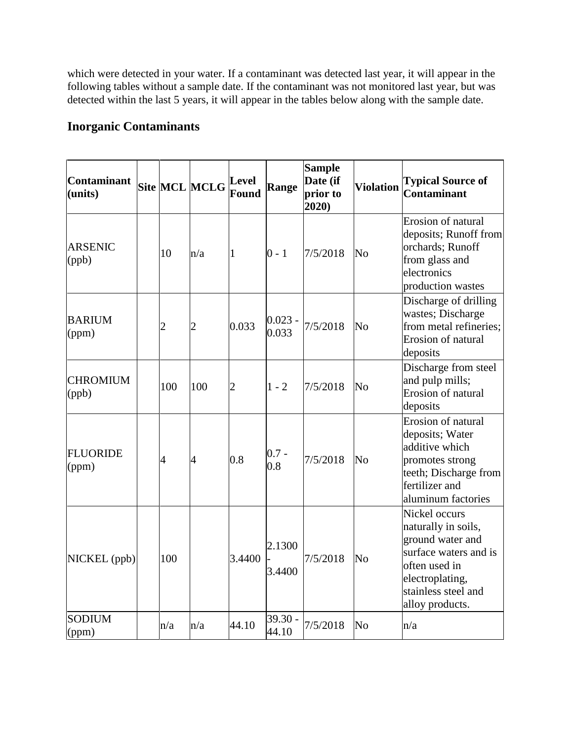which were detected in your water. If a contaminant was detected last year, it will appear in the following tables without a sample date. If the contaminant was not monitored last year, but was detected within the last 5 years, it will appear in the tables below along with the sample date.

## Inorganic Contaminants

| Contaminant (units) | Site | MCL | MCLG | Level Found | Range | Sample Date (if prior to 2020) | Violation | Typical Source of Contaminant |
|---|---|---|---|---|---|---|---|---|
| ARSENIC (ppb) | | 10 | n/a | 1 | 0 - 1 | 7/5/2018 | No | Erosion of natural deposits; Runoff from orchards; Runoff from glass and electronics production wastes |
| BARIUM (ppm) | | 2 | 2 | 0.033 | 0.023 - 0.033 | 7/5/2018 | No | Discharge of drilling wastes; Discharge from metal refineries; Erosion of natural deposits |
| CHROMIUM (ppb) | | 100 | 100 | 2 | 1 - 2 | 7/5/2018 | No | Discharge from steel and pulp mills; Erosion of natural deposits |
| FLUORIDE (ppm) | | 4 | 4 | 0.8 | 0.7 - 0.8 | 7/5/2018 | No | Erosion of natural deposits; Water additive which promotes strong teeth; Discharge from fertilizer and aluminum factories |
| NICKEL (ppb) | | 100 | | 3.4400 | 2.1300 - 3.4400 | 7/5/2018 | No | Nickel occurs naturally in soils, ground water and surface waters and is often used in electroplating, stainless steel and alloy products. |
| SODIUM (ppm) | | n/a | n/a | 44.10 | 39.30 - 44.10 | 7/5/2018 | No | n/a |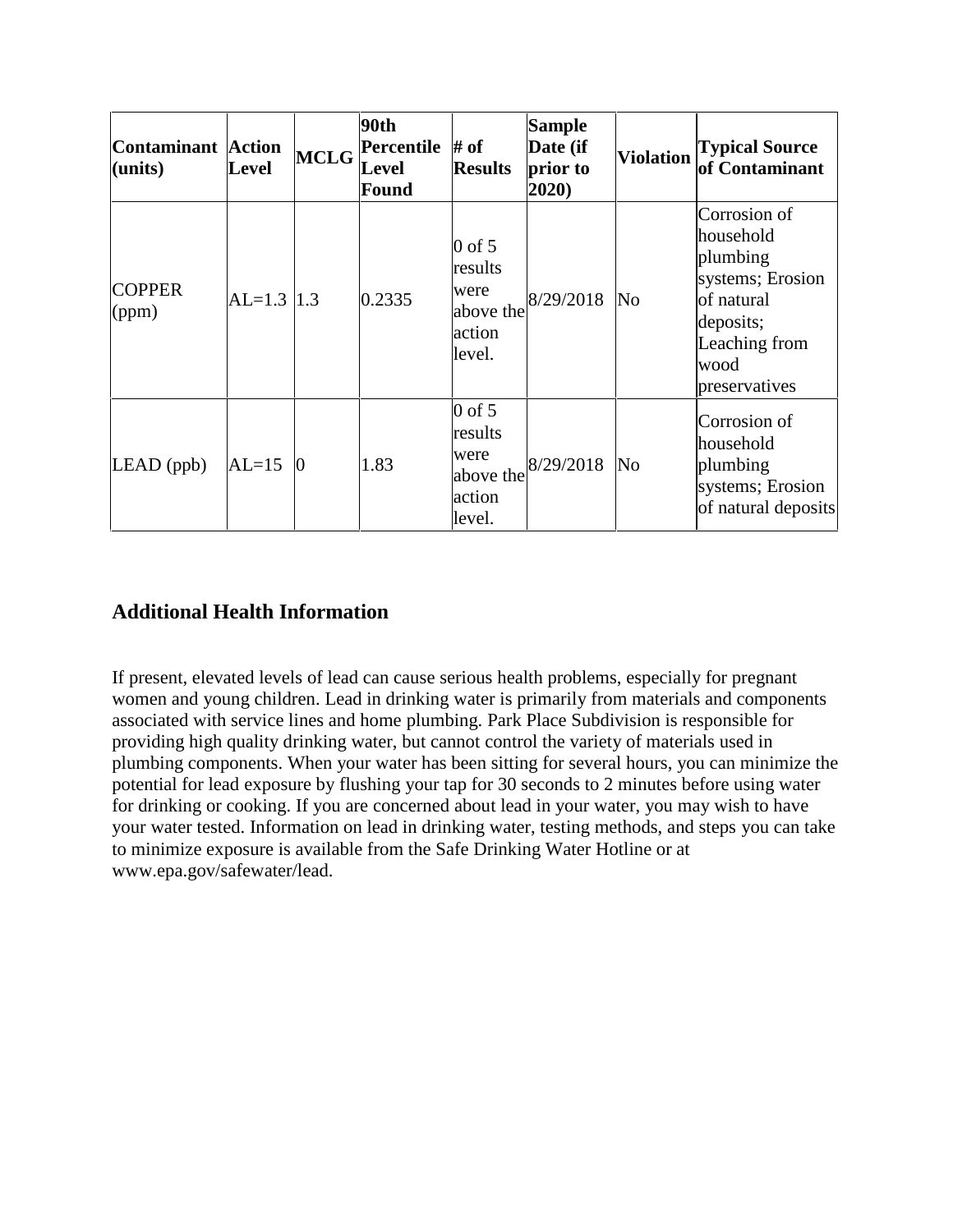| Contaminant (units) | Action Level | MCLG | 90th Percentile Level Found | # of Results | Sample Date (if prior to 2020) | Violation | Typical Source of Contaminant |
|---|---|---|---|---|---|---|---|
| COPPER (ppm) | AL=1.3 | 1.3 | 0.2335 | 0 of 5 results were above the action level. | 8/29/2018 | No | Corrosion of household plumbing systems; Erosion of natural deposits; Leaching from wood preservatives |
| LEAD (ppb) | AL=15 | 0 | 1.83 | 0 of 5 results were above the action level. | 8/29/2018 | No | Corrosion of household plumbing systems; Erosion of natural deposits |

## Additional Health Information

If present, elevated levels of lead can cause serious health problems, especially for pregnant women and young children. Lead in drinking water is primarily from materials and components associated with service lines and home plumbing. Park Place Subdivision is responsible for providing high quality drinking water, but cannot control the variety of materials used in plumbing components. When your water has been sitting for several hours, you can minimize the potential for lead exposure by flushing your tap for 30 seconds to 2 minutes before using water for drinking or cooking. If you are concerned about lead in your water, you may wish to have your water tested. Information on lead in drinking water, testing methods, and steps you can take to minimize exposure is available from the Safe Drinking Water Hotline or at www.epa.gov/safewater/lead.